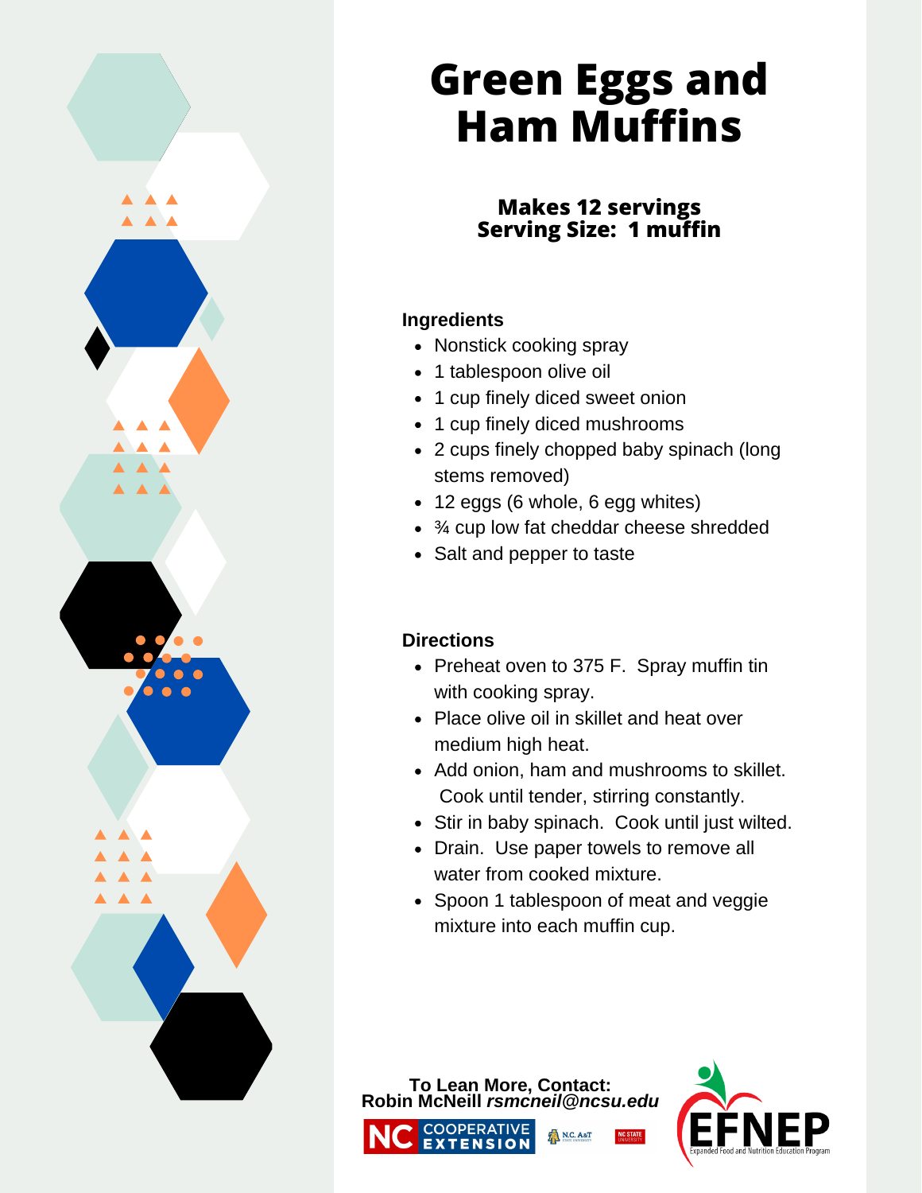# Green Eggs and Ham Muffins

**Makes 12 servings**
**Serving Size: 1 muffin**

**Ingredients**

- Nonstick cooking spray
- 1 tablespoon olive oil
- 1 cup finely diced sweet onion
- 1 cup finely diced mushrooms
- 2 cups finely chopped baby spinach (long stems removed)
- 12 eggs (6 whole, 6 egg whites)
- ¾ cup low fat cheddar cheese shredded
- Salt and pepper to taste

**Directions**

- Preheat oven to 375 F. Spray muffin tin with cooking spray.
- Place olive oil in skillet and heat over medium high heat.
- Add onion, ham and mushrooms to skillet. Cook until tender, stirring constantly.
- Stir in baby spinach. Cook until just wilted.
- Drain. Use paper towels to remove all water from cooked mixture.
- Spoon 1 tablespoon of meat and veggie mixture into each muffin cup.

**To Lean More, Contact:**
**Robin McNeill** ***rsmcneil@ncsu.edu***

NC COOPERATIVE EXTENSION · N.C. A&T STATE UNIVERSITY · NC STATE UNIVERSITY

EFNEP — Expanded Food and Nutrition Education Program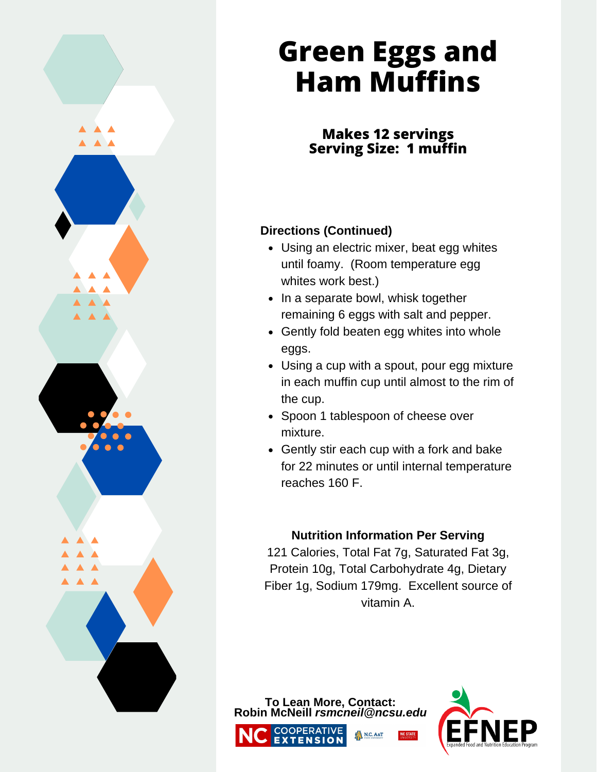# Green Eggs and Ham Muffins

**Makes 12 servings**
**Serving Size: 1 muffin**

**Directions (Continued)**

- Using an electric mixer, beat egg whites until foamy. (Room temperature egg whites work best.)
- In a separate bowl, whisk together remaining 6 eggs with salt and pepper.
- Gently fold beaten egg whites into whole eggs.
- Using a cup with a spout, pour egg mixture in each muffin cup until almost to the rim of the cup.
- Spoon 1 tablespoon of cheese over mixture.
- Gently stir each cup with a fork and bake for 22 minutes or until internal temperature reaches 160 F.

**Nutrition Information Per Serving**

121 Calories, Total Fat 7g, Saturated Fat 3g, Protein 10g, Total Carbohydrate 4g, Dietary Fiber 1g, Sodium 179mg. Excellent source of vitamin A.

**To Lean More, Contact:**
**Robin McNeill** ***rsmcneil@ncsu.edu***

NC COOPERATIVE EXTENSION

N.C. A&T STATE UNIVERSITY

NC STATE UNIVERSITY

EFNEP Expanded Food and Nutrition Education Program